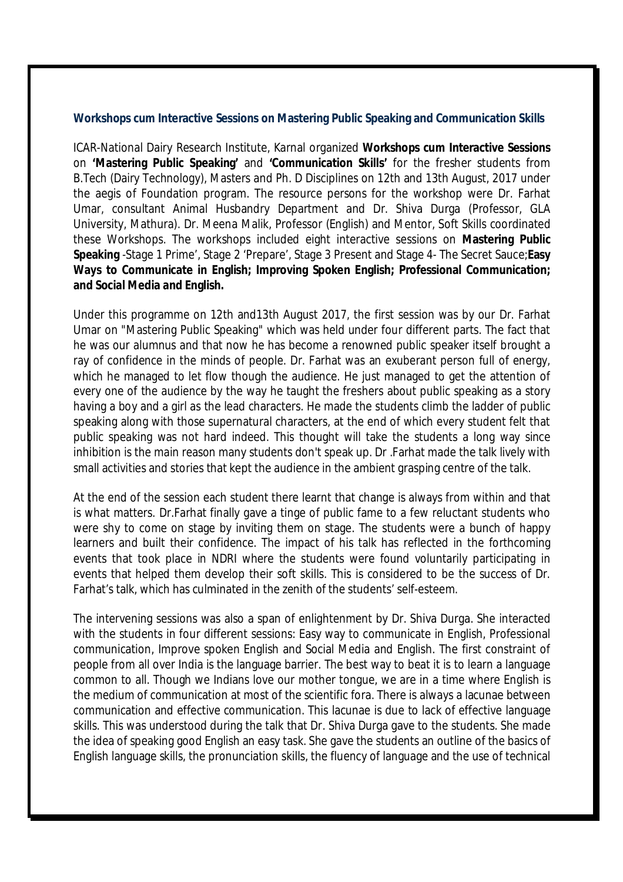### Workshops cum Interactive Sessions on Mastering Public Speaking and Communication Skills

ICAR-National Dairy Research Institute, Karnal organized **Workshops cum Interactive Sessions** on **'Mastering Public Speaking'** and **'Communication Skills'** for the fresher students from B.Tech (Dairy Technology), Masters and Ph. D Disciplines on 12th and 13th August, 2017 under the aegis of Foundation program. The resource persons for the workshop were Dr. Farhat Umar, consultant Animal Husbandry Department and Dr. Shiva Durga (Professor, GLA University, Mathura). Dr. Meena Malik, Professor (English) and Mentor, Soft Skills coordinated these Workshops. The workshops included eight interactive sessions on **Mastering Public Speaking** -Stage 1 Prime', Stage 2 'Prepare', Stage 3 Present and Stage 4- The Secret Sauce;**Easy Ways to Communicate in English; Improving Spoken English; Professional Communication; and Social Media and English.**

Under this programme on 12th and13th August 2017, the first session was by our Dr. Farhat Umar on "Mastering Public Speaking" which was held under four different parts. The fact that he was our alumnus and that now he has become a renowned public speaker itself brought a ray of confidence in the minds of people. Dr. Farhat was an exuberant person full of energy, which he managed to let flow though the audience. He just managed to get the attention of every one of the audience by the way he taught the freshers about public speaking as a story having a boy and a girl as the lead characters. He made the students climb the ladder of public speaking along with those supernatural characters, at the end of which every student felt that public speaking was not hard indeed. This thought will take the students a long way since inhibition is the main reason many students don't speak up. Dr .Farhat made the talk lively with small activities and stories that kept the audience in the ambient grasping centre of the talk.

At the end of the session each student there learnt that change is always from within and that is what matters. Dr.Farhat finally gave a tinge of public fame to a few reluctant students who were shy to come on stage by inviting them on stage. The students were a bunch of happy learners and built their confidence. The impact of his talk has reflected in the forthcoming events that took place in NDRI where the students were found voluntarily participating in events that helped them develop their soft skills. This is considered to be the success of Dr. Farhat's talk, which has culminated in the zenith of the students' self-esteem.

The intervening sessions was also a span of enlightenment by Dr. Shiva Durga. She interacted with the students in four different sessions: Easy way to communicate in English, Professional communication, Improve spoken English and Social Media and English. The first constraint of people from all over India is the language barrier. The best way to beat it is to learn a language common to all. Though we Indians love our mother tongue, we are in a time where English is the medium of communication at most of the scientific fora. There is always a lacunae between communication and effective communication. This lacunae is due to lack of effective language skills. This was understood during the talk that Dr. Shiva Durga gave to the students. She made the idea of speaking good English an easy task. She gave the students an outline of the basics of English language skills, the pronunciation skills, the fluency of language and the use of technical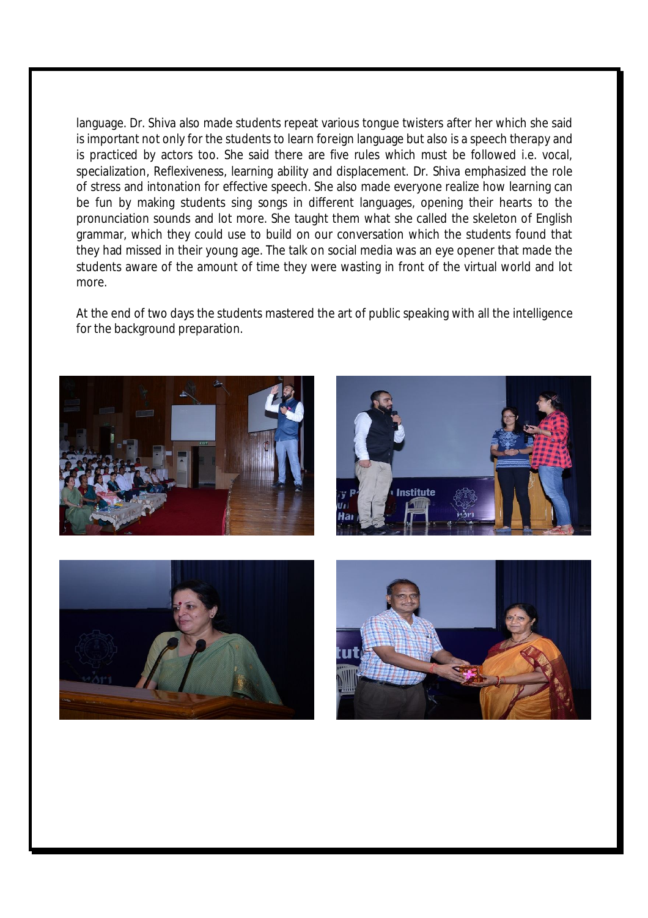language. Dr. Shiva also made students repeat various tongue twisters after her which she said is important not only for the students to learn foreign language but also is a speech therapy and is practiced by actors too. She said there are five rules which must be followed i.e. vocal, specialization, Reflexiveness, learning ability and displacement. Dr. Shiva emphasized the role of stress and intonation for effective speech. She also made everyone realize how learning can be fun by making students sing songs in different languages, opening their hearts to the pronunciation sounds and lot more. She taught them what she called the skeleton of English grammar, which they could use to build on our conversation which the students found that they had missed in their young age. The talk on social media was an eye opener that made the students aware of the amount of time they were wasting in front of the virtual world and lot more.

At the end of two days the students mastered the art of public speaking with all the intelligence for the background preparation.